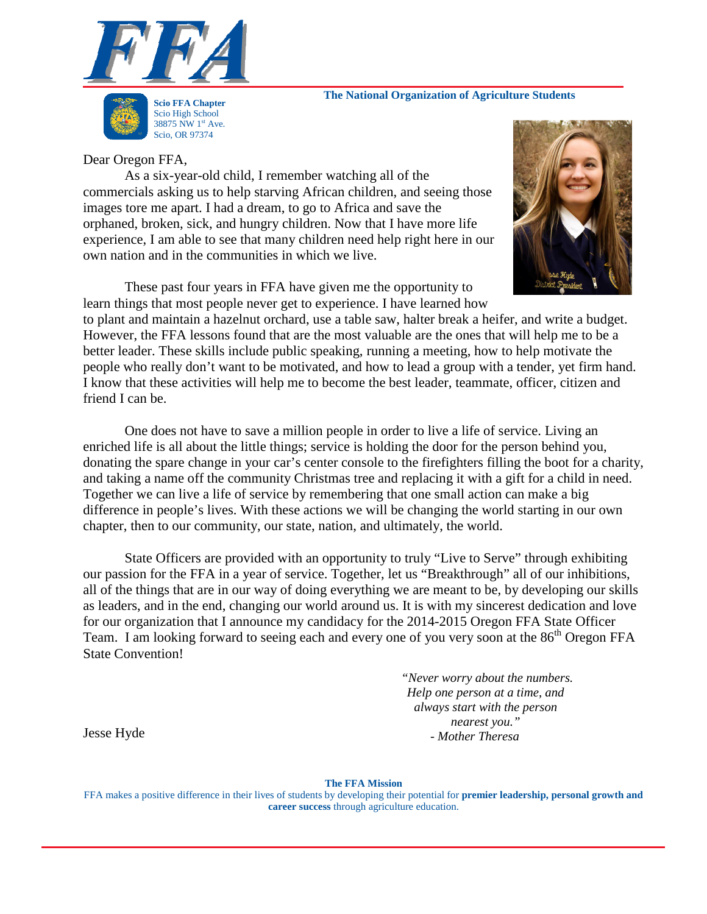FFA

**The National Organization of Agriculture Students**

**Scio FFA Chapter**
Scio High School
38875 NW 1st Ave.
Scio, OR 97374

Dear Oregon FFA,

As a six-year-old child, I remember watching all of the commercials asking us to help starving African children, and seeing those images tore me apart. I had a dream, to go to Africa and save the orphaned, broken, sick, and hungry children. Now that I have more life experience, I am able to see that many children need help right here in our own nation and in the communities in which we live.

These past four years in FFA have given me the opportunity to learn things that most people never get to experience. I have learned how to plant and maintain a hazelnut orchard, use a table saw, halter break a heifer, and write a budget. However, the FFA lessons found that are the most valuable are the ones that will help me to be a better leader. These skills include public speaking, running a meeting, how to help motivate the people who really don't want to be motivated, and how to lead a group with a tender, yet firm hand. I know that these activities will help me to become the best leader, teammate, officer, citizen and friend I can be.

One does not have to save a million people in order to live a life of service. Living an enriched life is all about the little things; service is holding the door for the person behind you, donating the spare change in your car's center console to the firefighters filling the boot for a charity, and taking a name off the community Christmas tree and replacing it with a gift for a child in need. Together we can live a life of service by remembering that one small action can make a big difference in people's lives. With these actions we will be changing the world starting in our own chapter, then to our community, our state, nation, and ultimately, the world.

State Officers are provided with an opportunity to truly "Live to Serve" through exhibiting our passion for the FFA in a year of service. Together, let us "Breakthrough" all of our inhibitions, all of the things that are in our way of doing everything we are meant to be, by developing our skills as leaders, and in the end, changing our world around us. It is with my sincerest dedication and love for our organization that I announce my candidacy for the 2014-2015 Oregon FFA State Officer Team. I am looking forward to seeing each and every one of you very soon at the 86th Oregon FFA State Convention!

*"Never worry about the numbers. Help one person at a time, and always start with the person nearest you."*
*- Mother Theresa*

Jesse Hyde

**The FFA Mission**
FFA makes a positive difference in their lives of students by developing their potential for **premier leadership, personal growth and career success** through agriculture education.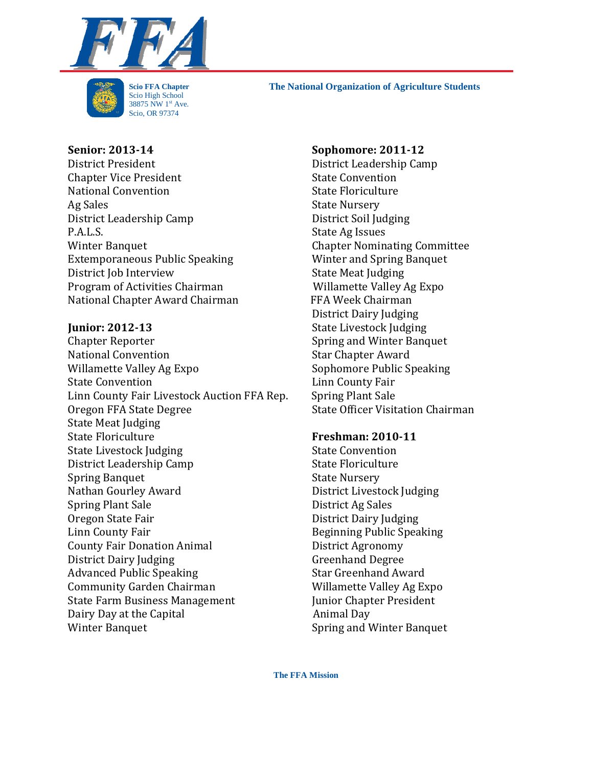# FFA

**Scio FFA Chapter**
Scio High School
38875 NW 1st Ave.
Scio, OR 97374

**The National Organization of Agriculture Students**

**Senior: 2013-14**
District President
Chapter Vice President
National Convention
Ag Sales
District Leadership Camp
P.A.L.S.
Winter Banquet
Extemporaneous Public Speaking
District Job Interview
Program of Activities Chairman
National Chapter Award Chairman

**Junior: 2012-13**
Chapter Reporter
National Convention
Willamette Valley Ag Expo
State Convention
Linn County Fair Livestock Auction FFA Rep.
Oregon FFA State Degree
State Meat Judging
State Floriculture
State Livestock Judging
District Leadership Camp
Spring Banquet
Nathan Gourley Award
Spring Plant Sale
Oregon State Fair
Linn County Fair
County Fair Donation Animal
District Dairy Judging
Advanced Public Speaking
Community Garden Chairman
State Farm Business Management
Dairy Day at the Capital
Winter Banquet

**Sophomore: 2011-12**
District Leadership Camp
State Convention
State Floriculture
State Nursery
District Soil Judging
State Ag Issues
Chapter Nominating Committee
Winter and Spring Banquet
State Meat Judging
Willamette Valley Ag Expo
FFA Week Chairman
District Dairy Judging
State Livestock Judging
Spring and Winter Banquet
Star Chapter Award
Sophomore Public Speaking
Linn County Fair
Spring Plant Sale
State Officer Visitation Chairman

**Freshman: 2010-11**
State Convention
State Floriculture
State Nursery
District Livestock Judging
District Ag Sales
District Dairy Judging
Beginning Public Speaking
District Agronomy
Greenhand Degree
Star Greenhand Award
Willamette Valley Ag Expo
Junior Chapter President
Animal Day
Spring and Winter Banquet

**The FFA Mission**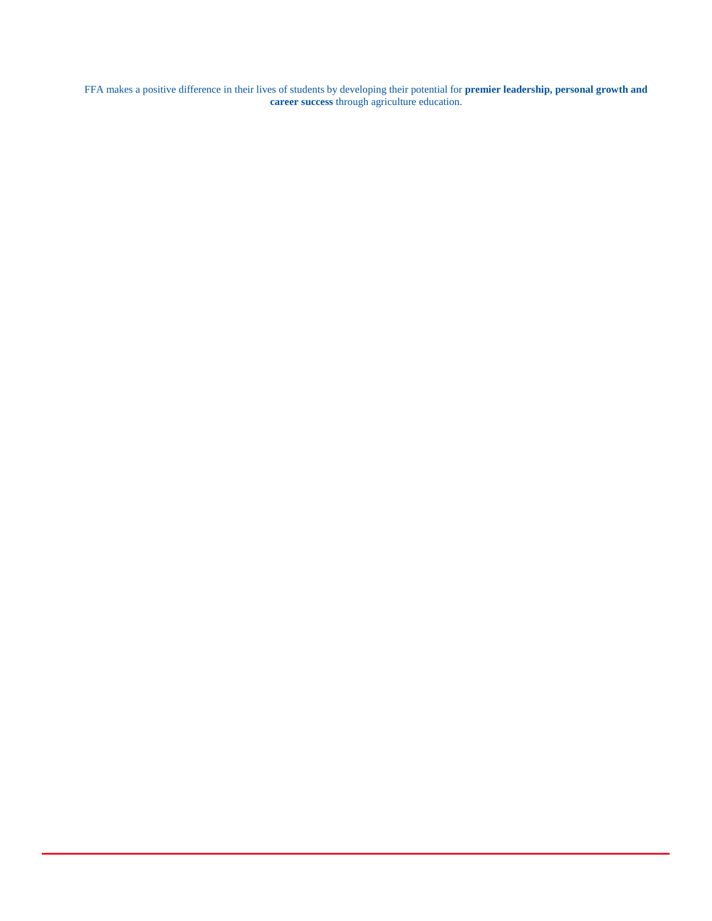FFA makes a positive difference in their lives of students by developing their potential for **premier leadership, personal growth and career success** through agriculture education.